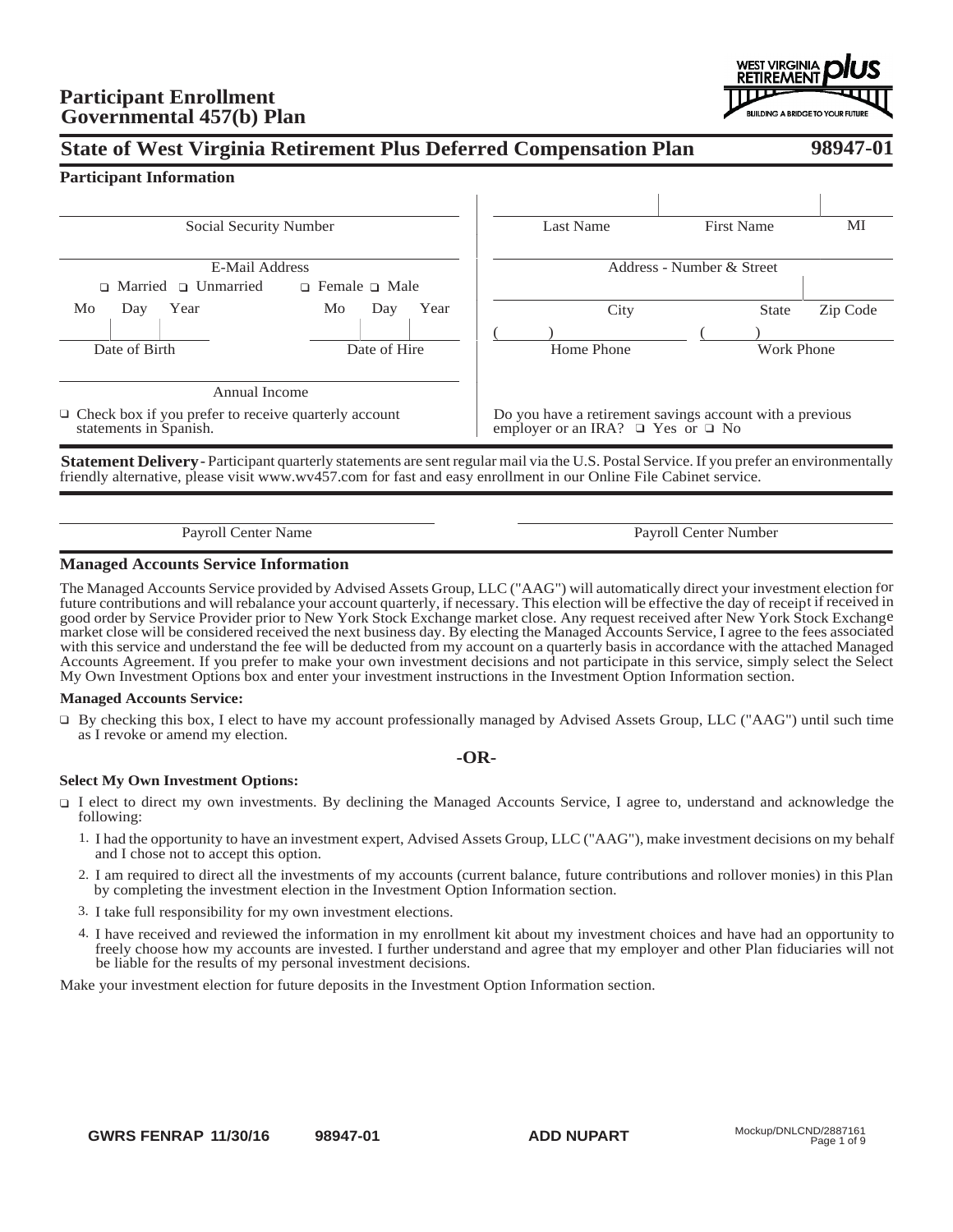# Participant Enrollment
# Governmental 457(b) Plan

WEST VIRGINIA RETIREMENT plus
BUILDING A BRIDGE TO YOUR FUTURE

## State of West Virginia Retirement Plus Deferred Compensation Plan — 98947-01

### Participant Information

Social Security Number

E-Mail Address

❑ Married ❑ Unmarried ❑ Female ❑ Male

| Mo | Day | Year |
|---|---|---|
| | | |

Date of Birth

| Mo | Day | Year |
|---|---|---|
| | | |

Date of Hire

Annual Income

❑ Check box if you prefer to receive quarterly account statements in Spanish.

| Last Name | First Name | MI |
|---|---|---|

Address - Number & Street

| City | State | Zip Code |
|---|---|---|

( ) Home Phone ( ) Work Phone

Do you have a retirement savings account with a previous employer or an IRA? ❑ Yes or ❑ No

**Statement Delivery** - Participant quarterly statements are sent regular mail via the U.S. Postal Service. If you prefer an environmentally friendly alternative, please visit www.wv457.com for fast and easy enrollment in our Online File Cabinet service.

Payroll Center Name

Payroll Center Number

### Managed Accounts Service Information

The Managed Accounts Service provided by Advised Assets Group, LLC ("AAG") will automatically direct your investment election for future contributions and will rebalance your account quarterly, if necessary. This election will be effective the day of receipt if received in good order by Service Provider prior to New York Stock Exchange market close. Any request received after New York Stock Exchange market close will be considered received the next business day. By electing the Managed Accounts Service, I agree to the fees associated with this service and understand the fee will be deducted from my account on a quarterly basis in accordance with the attached Managed Accounts Agreement. If you prefer to make your own investment decisions and not participate in this service, simply select the Select My Own Investment Options box and enter your investment instructions in the Investment Option Information section.

**Managed Accounts Service:**

❑ By checking this box, I elect to have my account professionally managed by Advised Assets Group, LLC ("AAG") until such time as I revoke or amend my election.

**-OR-**

**Select My Own Investment Options:**

❑ I elect to direct my own investments. By declining the Managed Accounts Service, I agree to, understand and acknowledge the following:

1. I had the opportunity to have an investment expert, Advised Assets Group, LLC ("AAG"), make investment decisions on my behalf and I chose not to accept this option.
2. I am required to direct all the investments of my accounts (current balance, future contributions and rollover monies) in this Plan by completing the investment election in the Investment Option Information section.
3. I take full responsibility for my own investment elections.
4. I have received and reviewed the information in my enrollment kit about my investment choices and have had an opportunity to freely choose how my accounts are invested. I further understand and agree that my employer and other Plan fiduciaries will not be liable for the results of my personal investment decisions.

Make your investment election for future deposits in the Investment Option Information section.

GWRS FENRAP 11/30/16 98947-01 ADD NUPART Mockup/DNLCND/2887161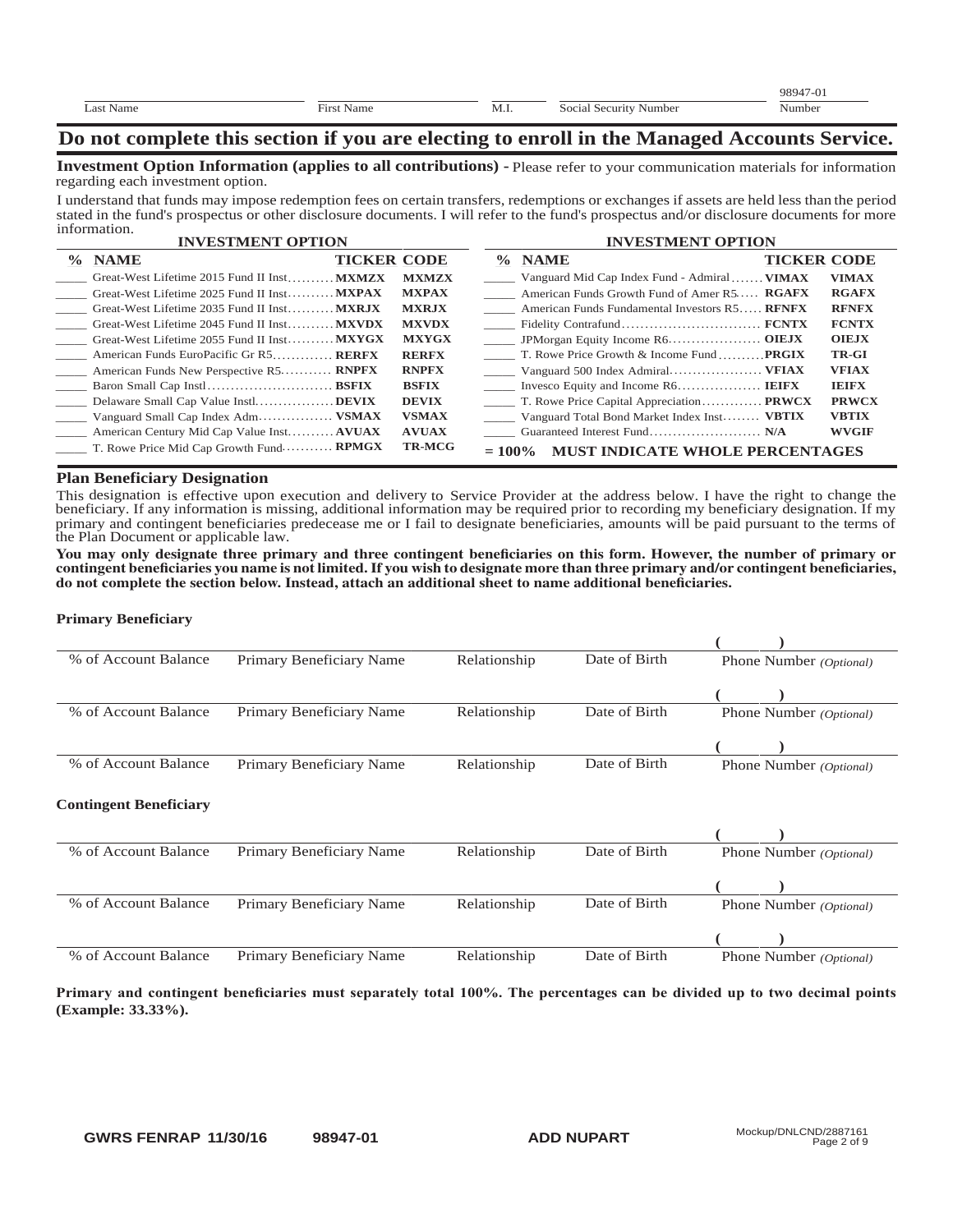| Last Name | First Name | M.I. | Social Security Number | 98947-01 Number |
|---|---|---|---|---|

# Do not complete this section if you are electing to enroll in the Managed Accounts Service.

**Investment Option Information (applies to all contributions) -** Please refer to your communication materials for information regarding each investment option.

I understand that funds may impose redemption fees on certain transfers, redemptions or exchanges if assets are held less than the period stated in the fund's prospectus or other disclosure documents. I will refer to the fund's prospectus and/or disclosure documents for more information.

| % | INVESTMENT OPTION NAME | TICKER | CODE |
|---|---|---|---|
| _____ | Great-West Lifetime 2015 Fund II Inst | MXMZX | MXMZX |
| _____ | Great-West Lifetime 2025 Fund II Inst | MXPAX | MXPAX |
| _____ | Great-West Lifetime 2035 Fund II Inst | MXRJX | MXRJX |
| _____ | Great-West Lifetime 2045 Fund II Inst | MXVDX | MXVDX |
| _____ | Great-West Lifetime 2055 Fund II Inst | MXYGX | MXYGX |
| _____ | American Funds EuroPacific Gr R5 | RERFX | RERFX |
| _____ | American Funds New Perspective R5 | RNPFX | RNPFX |
| _____ | Baron Small Cap Instl | BSFIX | BSFIX |
| _____ | Delaware Small Cap Value Instl | DEVIX | DEVIX |
| _____ | Vanguard Small Cap Index Adm | VSMAX | VSMAX |
| _____ | American Century Mid Cap Value Inst | AVUAX | AVUAX |
| _____ | T. Rowe Price Mid Cap Growth Fund | RPMGX | TR-MCG |
| _____ | Vanguard Mid Cap Index Fund - Admiral | VIMAX | VIMAX |
| _____ | American Funds Growth Fund of Amer R5 | RGAFX | RGAFX |
| _____ | American Funds Fundamental Investors R5 | RFNFX | RFNFX |
| _____ | Fidelity Contrafund | FCNTX | FCNTX |
| _____ | JPMorgan Equity Income R6 | OIEJX | OIEJX |
| _____ | T. Rowe Price Growth & Income Fund | PRGIX | TR-GI |
| _____ | Vanguard 500 Index Admiral | VFIAX | VFIAX |
| _____ | Invesco Equity and Income R6 | IEIFX | IEIFX |
| _____ | T. Rowe Price Capital Appreciation | PRWCX | PRWCX |
| _____ | Vanguard Total Bond Market Index Inst | VBTIX | VBTIX |
| _____ | Guaranteed Interest Fund | N/A | WVGIF |
| = 100% | **MUST INDICATE WHOLE PERCENTAGES** | | |

## Plan Beneficiary Designation

This designation is effective upon execution and delivery to Service Provider at the address below. I have the right to change the beneficiary. If any information is missing, additional information may be required prior to recording my beneficiary designation. If my primary and contingent beneficiaries predecease me or I fail to designate beneficiaries, amounts will be paid pursuant to the terms of the Plan Document or applicable law.

**You may only designate three primary and three contingent beneficiaries on this form. However, the number of primary or contingent beneficiaries you name is not limited. If you wish to designate more than three primary and/or contingent beneficiaries, do not complete the section below. Instead, attach an additional sheet to name additional beneficiaries.**

**Primary Beneficiary**

| % of Account Balance | Primary Beneficiary Name | Relationship | Date of Birth | Phone Number *(Optional)* |
|---|---|---|---|---|
| | | | | ( ) |
| | | | | ( ) |
| | | | | ( ) |

**Contingent Beneficiary**

| % of Account Balance | Primary Beneficiary Name | Relationship | Date of Birth | Phone Number *(Optional)* |
|---|---|---|---|---|
| | | | | ( ) |
| | | | | ( ) |
| | | | | ( ) |

**Primary and contingent beneficiaries must separately total 100%. The percentages can be divided up to two decimal points (Example: 33.33%).**

**GWRS FENRAP 11/30/16 98947-01 ADD NUPART** Mockup/DNLCND/2887161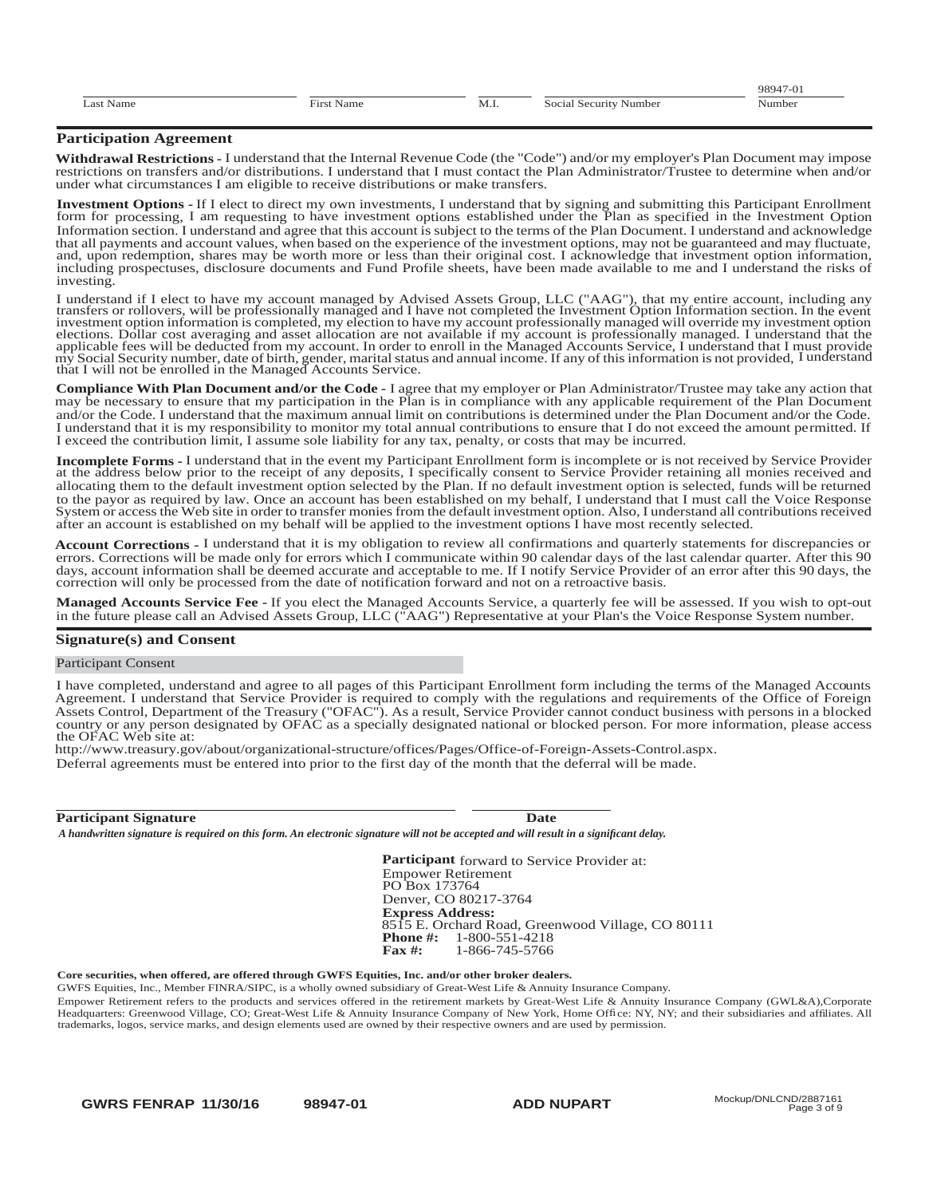| Last Name | First Name | M.I. | Social Security Number | 98947-01 Number |
| --- | --- | --- | --- | --- |

## Participation Agreement

**Withdrawal Restrictions -** I understand that the Internal Revenue Code (the "Code") and/or my employer's Plan Document may impose restrictions on transfers and/or distributions. I understand that I must contact the Plan Administrator/Trustee to determine when and/or under what circumstances I am eligible to receive distributions or make transfers.

**Investment Options -** If I elect to direct my own investments, I understand that by signing and submitting this Participant Enrollment form for processing, I am requesting to have investment options established under the Plan as specified in the Investment Option Information section. I understand and agree that this account is subject to the terms of the Plan Document. I understand and acknowledge that all payments and account values, when based on the experience of the investment options, may not be guaranteed and may fluctuate, and, upon redemption, shares may be worth more or less than their original cost. I acknowledge that investment option information, including prospectuses, disclosure documents and Fund Profile sheets, have been made available to me and I understand the risks of investing.

I understand if I elect to have my account managed by Advised Assets Group, LLC ("AAG"), that my entire account, including any transfers or rollovers, will be professionally managed and I have not completed the Investment Option Information section. In the event investment option information is completed, my election to have my account professionally managed will override my investment option elections. Dollar cost averaging and asset allocation are not available if my account is professionally managed. I understand that the applicable fees will be deducted from my account. In order to enroll in the Managed Accounts Service, I understand that I must provide my Social Security number, date of birth, gender, marital status and annual income. If any of this information is not provided, I understand that I will not be enrolled in the Managed Accounts Service.

**Compliance With Plan Document and/or the Code -** I agree that my employer or Plan Administrator/Trustee may take any action that may be necessary to ensure that my participation in the Plan is in compliance with any applicable requirement of the Plan Document and/or the Code. I understand that the maximum annual limit on contributions is determined under the Plan Document and/or the Code. I understand that it is my responsibility to monitor my total annual contributions to ensure that I do not exceed the amount permitted. If I exceed the contribution limit, I assume sole liability for any tax, penalty, or costs that may be incurred.

**Incomplete Forms -** I understand that in the event my Participant Enrollment form is incomplete or is not received by Service Provider at the address below prior to the receipt of any deposits, I specifically consent to Service Provider retaining all monies received and allocating them to the default investment option selected by the Plan. If no default investment option is selected, funds will be returned to the payor as required by law. Once an account has been established on my behalf, I understand that I must call the Voice Response System or access the Web site in order to transfer monies from the default investment option. Also, I understand all contributions received after an account is established on my behalf will be applied to the investment options I have most recently selected.

**Account Corrections -** I understand that it is my obligation to review all confirmations and quarterly statements for discrepancies or errors. Corrections will be made only for errors which I communicate within 90 calendar days of the last calendar quarter. After this 90 days, account information shall be deemed accurate and acceptable to me. If I notify Service Provider of an error after this 90 days, the correction will only be processed from the date of notification forward and not on a retroactive basis.

**Managed Accounts Service Fee -** If you elect the Managed Accounts Service, a quarterly fee will be assessed. If you wish to opt-out in the future please call an Advised Assets Group, LLC ("AAG") Representative at your Plan's the Voice Response System number.

## Signature(s) and Consent

### Participant Consent

I have completed, understand and agree to all pages of this Participant Enrollment form including the terms of the Managed Accounts Agreement. I understand that Service Provider is required to comply with the regulations and requirements of the Office of Foreign Assets Control, Department of the Treasury ("OFAC"). As a result, Service Provider cannot conduct business with persons in a blocked country or any person designated by OFAC as a specially designated national or blocked person. For more information, please access the OFAC Web site at:

http://www.treasury.gov/about/organizational-structure/offices/Pages/Office-of-Foreign-Assets-Control.aspx.

Deferral agreements must be entered into prior to the first day of the month that the deferral will be made.

**Participant Signature** ______________________ **Date** __________

***A handwritten signature is required on this form. An electronic signature will not be accepted and will result in a significant delay.***

**Participant** forward to Service Provider at:
Empower Retirement
PO Box 173764
Denver, CO 80217-3764
**Express Address:**
8515 E. Orchard Road, Greenwood Village, CO 80111
**Phone #:** 1-800-551-4218
**Fax #:** 1-866-745-5766

**Core securities, when offered, are offered through GWFS Equities, Inc. and/or other broker dealers.**

GWFS Equities, Inc., Member FINRA/SIPC, is a wholly owned subsidiary of Great-West Life & Annuity Insurance Company.

Empower Retirement refers to the products and services offered in the retirement markets by Great-West Life & Annuity Insurance Company (GWL&A),Corporate Headquarters: Greenwood Village, CO; Great-West Life & Annuity Insurance Company of New York, Home Office: NY, NY; and their subsidiaries and affiliates. All trademarks, logos, service marks, and design elements used are owned by their respective owners and are used by permission.

**GWRS FENRAP 11/30/16** **98947-01** **ADD NUPART** Mockup/DNLCND/2887161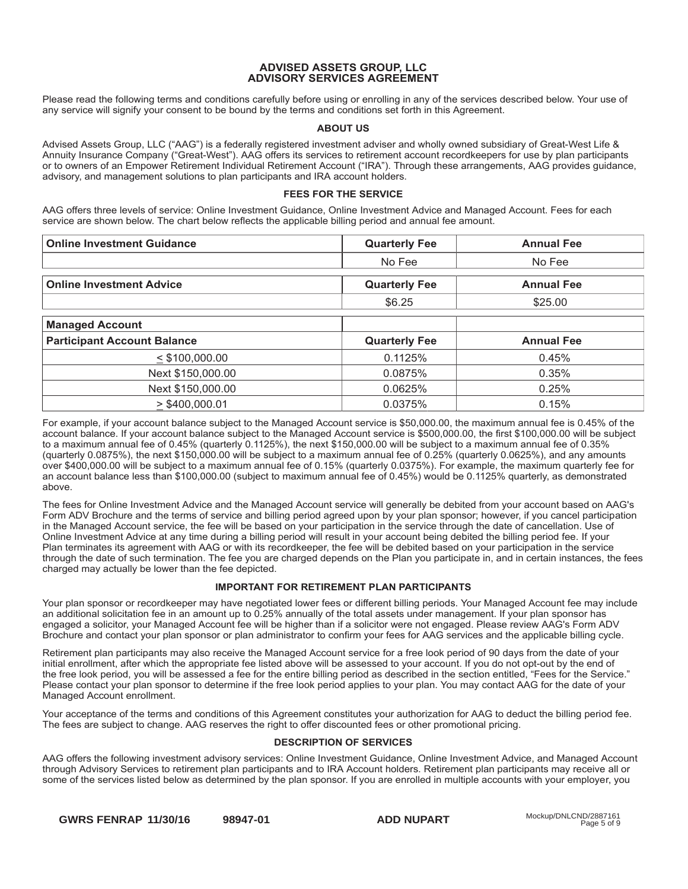## ADVISED ASSETS GROUP, LLC
## ADVISORY SERVICES AGREEMENT

Please read the following terms and conditions carefully before using or enrolling in any of the services described below. Your use of any service will signify your consent to be bound by the terms and conditions set forth in this Agreement.

### ABOUT US

Advised Assets Group, LLC ("AAG") is a federally registered investment adviser and wholly owned subsidiary of Great-West Life & Annuity Insurance Company ("Great-West"). AAG offers its services to retirement account recordkeepers for use by plan participants or to owners of an Empower Retirement Individual Retirement Account ("IRA"). Through these arrangements, AAG provides guidance, advisory, and management solutions to plan participants and IRA account holders.

### FEES FOR THE SERVICE

AAG offers three levels of service: Online Investment Guidance, Online Investment Advice and Managed Account. Fees for each service are shown below. The chart below reflects the applicable billing period and annual fee amount.

| **Online Investment Guidance** | **Quarterly Fee** | **Annual Fee** |
|---|---|---|
| | No Fee | No Fee |

| **Online Investment Advice** | **Quarterly Fee** | **Annual Fee** |
|---|---|---|
| | $6.25 | $25.00 |

| **Managed Account** | | |
|---|---|---|
| **Participant Account Balance** | **Quarterly Fee** | **Annual Fee** |
| ≤ $100,000.00 | 0.1125% | 0.45% |
| Next $150,000.00 | 0.0875% | 0.35% |
| Next $150,000.00 | 0.0625% | 0.25% |
| ≥ $400,000.01 | 0.0375% | 0.15% |

For example, if your account balance subject to the Managed Account service is $50,000.00, the maximum annual fee is 0.45% of the account balance. If your account balance subject to the Managed Account service is $500,000.00, the first $100,000.00 will be subject to a maximum annual fee of 0.45% (quarterly 0.1125%), the next $150,000.00 will be subject to a maximum annual fee of 0.35% (quarterly 0.0875%), the next $150,000.00 will be subject to a maximum annual fee of 0.25% (quarterly 0.0625%), and any amounts over $400,000.00 will be subject to a maximum annual fee of 0.15% (quarterly 0.0375%). For example, the maximum quarterly fee for an account balance less than $100,000.00 (subject to maximum annual fee of 0.45%) would be 0.1125% quarterly, as demonstrated above.

The fees for Online Investment Advice and the Managed Account service will generally be debited from your account based on AAG's Form ADV Brochure and the terms of service and billing period agreed upon by your plan sponsor; however, if you cancel participation in the Managed Account service, the fee will be based on your participation in the service through the date of cancellation. Use of Online Investment Advice at any time during a billing period will result in your account being debited the billing period fee. If your Plan terminates its agreement with AAG or with its recordkeeper, the fee will be debited based on your participation in the service through the date of such termination. The fee you are charged depends on the Plan you participate in, and in certain instances, the fees charged may actually be lower than the fee depicted.

### IMPORTANT FOR RETIREMENT PLAN PARTICIPANTS

Your plan sponsor or recordkeeper may have negotiated lower fees or different billing periods. Your Managed Account fee may include an additional solicitation fee in an amount up to 0.25% annually of the total assets under management. If your plan sponsor has engaged a solicitor, your Managed Account fee will be higher than if a solicitor were not engaged. Please review AAG's Form ADV Brochure and contact your plan sponsor or plan administrator to confirm your fees for AAG services and the applicable billing cycle.

Retirement plan participants may also receive the Managed Account service for a free look period of 90 days from the date of your initial enrollment, after which the appropriate fee listed above will be assessed to your account. If you do not opt-out by the end of the free look period, you will be assessed a fee for the entire billing period as described in the section entitled, "Fees for the Service." Please contact your plan sponsor to determine if the free look period applies to your plan. You may contact AAG for the date of your Managed Account enrollment.

Your acceptance of the terms and conditions of this Agreement constitutes your authorization for AAG to deduct the billing period fee. The fees are subject to change. AAG reserves the right to offer discounted fees or other promotional pricing.

### DESCRIPTION OF SERVICES

AAG offers the following investment advisory services: Online Investment Guidance, Online Investment Advice, and Managed Account through Advisory Services to retirement plan participants and to IRA Account holders. Retirement plan participants may receive all or some of the services listed below as determined by the plan sponsor. If you are enrolled in multiple accounts with your employer, you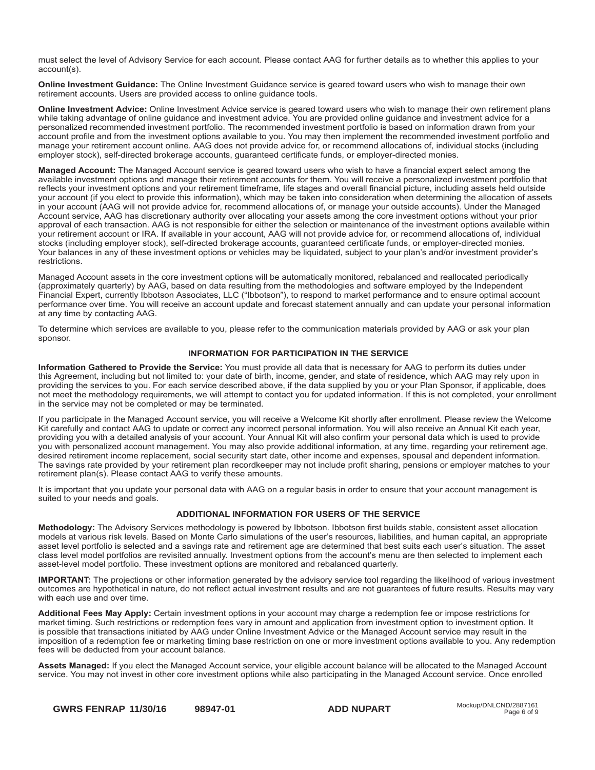must select the level of Advisory Service for each account. Please contact AAG for further details as to whether this applies to your account(s).

**Online Investment Guidance:** The Online Investment Guidance service is geared toward users who wish to manage their own retirement accounts. Users are provided access to online guidance tools.

**Online Investment Advice:** Online Investment Advice service is geared toward users who wish to manage their own retirement plans while taking advantage of online guidance and investment advice. You are provided online guidance and investment advice for a personalized recommended investment portfolio. The recommended investment portfolio is based on information drawn from your account profile and from the investment options available to you. You may then implement the recommended investment portfolio and manage your retirement account online. AAG does not provide advice for, or recommend allocations of, individual stocks (including employer stock), self-directed brokerage accounts, guaranteed certificate funds, or employer-directed monies.

**Managed Account:** The Managed Account service is geared toward users who wish to have a financial expert select among the available investment options and manage their retirement accounts for them. You will receive a personalized investment portfolio that reflects your investment options and your retirement timeframe, life stages and overall financial picture, including assets held outside your account (if you elect to provide this information), which may be taken into consideration when determining the allocation of assets in your account (AAG will not provide advice for, recommend allocations of, or manage your outside accounts). Under the Managed Account service, AAG has discretionary authority over allocating your assets among the core investment options without your prior approval of each transaction. AAG is not responsible for either the selection or maintenance of the investment options available within your retirement account or IRA. If available in your account, AAG will not provide advice for, or recommend allocations of, individual stocks (including employer stock), self-directed brokerage accounts, guaranteed certificate funds, or employer-directed monies. Your balances in any of these investment options or vehicles may be liquidated, subject to your plan's and/or investment provider's restrictions.

Managed Account assets in the core investment options will be automatically monitored, rebalanced and reallocated periodically (approximately quarterly) by AAG, based on data resulting from the methodologies and software employed by the Independent Financial Expert, currently Ibbotson Associates, LLC ("Ibbotson"), to respond to market performance and to ensure optimal account performance over time. You will receive an account update and forecast statement annually and can update your personal information at any time by contacting AAG.

To determine which services are available to you, please refer to the communication materials provided by AAG or ask your plan sponsor.

## INFORMATION FOR PARTICIPATION IN THE SERVICE

**Information Gathered to Provide the Service:** You must provide all data that is necessary for AAG to perform its duties under this Agreement, including but not limited to: your date of birth, income, gender, and state of residence, which AAG may rely upon in providing the services to you. For each service described above, if the data supplied by you or your Plan Sponsor, if applicable, does not meet the methodology requirements, we will attempt to contact you for updated information. If this is not completed, your enrollment in the service may not be completed or may be terminated.

If you participate in the Managed Account service, you will receive a Welcome Kit shortly after enrollment. Please review the Welcome Kit carefully and contact AAG to update or correct any incorrect personal information. You will also receive an Annual Kit each year, providing you with a detailed analysis of your account. Your Annual Kit will also confirm your personal data which is used to provide you with personalized account management. You may also provide additional information, at any time, regarding your retirement age, desired retirement income replacement, social security start date, other income and expenses, spousal and dependent information. The savings rate provided by your retirement plan recordkeeper may not include profit sharing, pensions or employer matches to your retirement plan(s). Please contact AAG to verify these amounts.

It is important that you update your personal data with AAG on a regular basis in order to ensure that your account management is suited to your needs and goals.

## ADDITIONAL INFORMATION FOR USERS OF THE SERVICE

**Methodology:** The Advisory Services methodology is powered by Ibbotson. Ibbotson first builds stable, consistent asset allocation models at various risk levels. Based on Monte Carlo simulations of the user's resources, liabilities, and human capital, an appropriate asset level portfolio is selected and a savings rate and retirement age are determined that best suits each user's situation. The asset class level model portfolios are revisited annually. Investment options from the account's menu are then selected to implement each asset-level model portfolio. These investment options are monitored and rebalanced quarterly.

**IMPORTANT:** The projections or other information generated by the advisory service tool regarding the likelihood of various investment outcomes are hypothetical in nature, do not reflect actual investment results and are not guarantees of future results. Results may vary with each use and over time.

**Additional Fees May Apply:** Certain investment options in your account may charge a redemption fee or impose restrictions for market timing. Such restrictions or redemption fees vary in amount and application from investment option to investment option. It is possible that transactions initiated by AAG under Online Investment Advice or the Managed Account service may result in the imposition of a redemption fee or marketing timing base restriction on one or more investment options available to you. Any redemption fees will be deducted from your account balance.

**Assets Managed:** If you elect the Managed Account service, your eligible account balance will be allocated to the Managed Account service. You may not invest in other core investment options while also participating in the Managed Account service. Once enrolled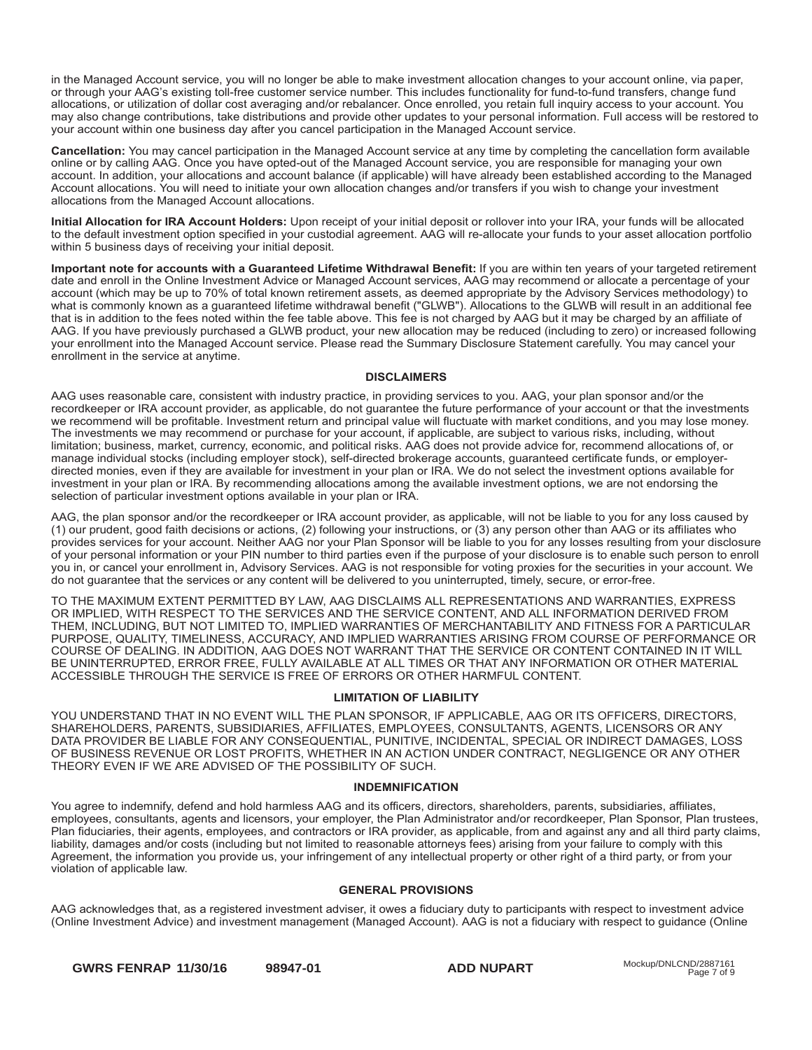in the Managed Account service, you will no longer be able to make investment allocation changes to your account online, via paper, or through your AAG's existing toll-free customer service number. This includes functionality for fund-to-fund transfers, change fund allocations, or utilization of dollar cost averaging and/or rebalancer. Once enrolled, you retain full inquiry access to your account. You may also change contributions, take distributions and provide other updates to your personal information. Full access will be restored to your account within one business day after you cancel participation in the Managed Account service.

**Cancellation:** You may cancel participation in the Managed Account service at any time by completing the cancellation form available online or by calling AAG. Once you have opted-out of the Managed Account service, you are responsible for managing your own account. In addition, your allocations and account balance (if applicable) will have already been established according to the Managed Account allocations. You will need to initiate your own allocation changes and/or transfers if you wish to change your investment allocations from the Managed Account allocations.

**Initial Allocation for IRA Account Holders:** Upon receipt of your initial deposit or rollover into your IRA, your funds will be allocated to the default investment option specified in your custodial agreement. AAG will re-allocate your funds to your asset allocation portfolio within 5 business days of receiving your initial deposit.

**Important note for accounts with a Guaranteed Lifetime Withdrawal Benefit:** If you are within ten years of your targeted retirement date and enroll in the Online Investment Advice or Managed Account services, AAG may recommend or allocate a percentage of your account (which may be up to 70% of total known retirement assets, as deemed appropriate by the Advisory Services methodology) to what is commonly known as a guaranteed lifetime withdrawal benefit ("GLWB"). Allocations to the GLWB will result in an additional fee that is in addition to the fees noted within the fee table above. This fee is not charged by AAG but it may be charged by an affiliate of AAG. If you have previously purchased a GLWB product, your new allocation may be reduced (including to zero) or increased following your enrollment into the Managed Account service. Please read the Summary Disclosure Statement carefully. You may cancel your enrollment in the service at anytime.

## DISCLAIMERS

AAG uses reasonable care, consistent with industry practice, in providing services to you. AAG, your plan sponsor and/or the recordkeeper or IRA account provider, as applicable, do not guarantee the future performance of your account or that the investments we recommend will be profitable. Investment return and principal value will fluctuate with market conditions, and you may lose money. The investments we may recommend or purchase for your account, if applicable, are subject to various risks, including, without limitation; business, market, currency, economic, and political risks. AAG does not provide advice for, recommend allocations of, or manage individual stocks (including employer stock), self-directed brokerage accounts, guaranteed certificate funds, or employer-directed monies, even if they are available for investment in your plan or IRA. We do not select the investment options available for investment in your plan or IRA. By recommending allocations among the available investment options, we are not endorsing the selection of particular investment options available in your plan or IRA.

AAG, the plan sponsor and/or the recordkeeper or IRA account provider, as applicable, will not be liable to you for any loss caused by (1) our prudent, good faith decisions or actions, (2) following your instructions, or (3) any person other than AAG or its affiliates who provides services for your account. Neither AAG nor your Plan Sponsor will be liable to you for any losses resulting from your disclosure of your personal information or your PIN number to third parties even if the purpose of your disclosure is to enable such person to enroll you in, or cancel your enrollment in, Advisory Services. AAG is not responsible for voting proxies for the securities in your account. We do not guarantee that the services or any content will be delivered to you uninterrupted, timely, secure, or error-free.

TO THE MAXIMUM EXTENT PERMITTED BY LAW, AAG DISCLAIMS ALL REPRESENTATIONS AND WARRANTIES, EXPRESS OR IMPLIED, WITH RESPECT TO THE SERVICES AND THE SERVICE CONTENT, AND ALL INFORMATION DERIVED FROM THEM, INCLUDING, BUT NOT LIMITED TO, IMPLIED WARRANTIES OF MERCHANTABILITY AND FITNESS FOR A PARTICULAR PURPOSE, QUALITY, TIMELINESS, ACCURACY, AND IMPLIED WARRANTIES ARISING FROM COURSE OF PERFORMANCE OR COURSE OF DEALING. IN ADDITION, AAG DOES NOT WARRANT THAT THE SERVICE OR CONTENT CONTAINED IN IT WILL BE UNINTERRUPTED, ERROR FREE, FULLY AVAILABLE AT ALL TIMES OR THAT ANY INFORMATION OR OTHER MATERIAL ACCESSIBLE THROUGH THE SERVICE IS FREE OF ERRORS OR OTHER HARMFUL CONTENT.

## LIMITATION OF LIABILITY

YOU UNDERSTAND THAT IN NO EVENT WILL THE PLAN SPONSOR, IF APPLICABLE, AAG OR ITS OFFICERS, DIRECTORS, SHAREHOLDERS, PARENTS, SUBSIDIARIES, AFFILIATES, EMPLOYEES, CONSULTANTS, AGENTS, LICENSORS OR ANY DATA PROVIDER BE LIABLE FOR ANY CONSEQUENTIAL, PUNITIVE, INCIDENTAL, SPECIAL OR INDIRECT DAMAGES, LOSS OF BUSINESS REVENUE OR LOST PROFITS, WHETHER IN AN ACTION UNDER CONTRACT, NEGLIGENCE OR ANY OTHER THEORY EVEN IF WE ARE ADVISED OF THE POSSIBILITY OF SUCH.

## INDEMNIFICATION

You agree to indemnify, defend and hold harmless AAG and its officers, directors, shareholders, parents, subsidiaries, affiliates, employees, consultants, agents and licensors, your employer, the Plan Administrator and/or recordkeeper, Plan Sponsor, Plan trustees, Plan fiduciaries, their agents, employees, and contractors or IRA provider, as applicable, from and against any and all third party claims, liability, damages and/or costs (including but not limited to reasonable attorneys fees) arising from your failure to comply with this Agreement, the information you provide us, your infringement of any intellectual property or other right of a third party, or from your violation of applicable law.

## GENERAL PROVISIONS

AAG acknowledges that, as a registered investment adviser, it owes a fiduciary duty to participants with respect to investment advice (Online Investment Advice) and investment management (Managed Account). AAG is not a fiduciary with respect to guidance (Online

GWRS FENRAP 11/30/16 98947-01 ADD NUPART Mockup/DNLCND/2887161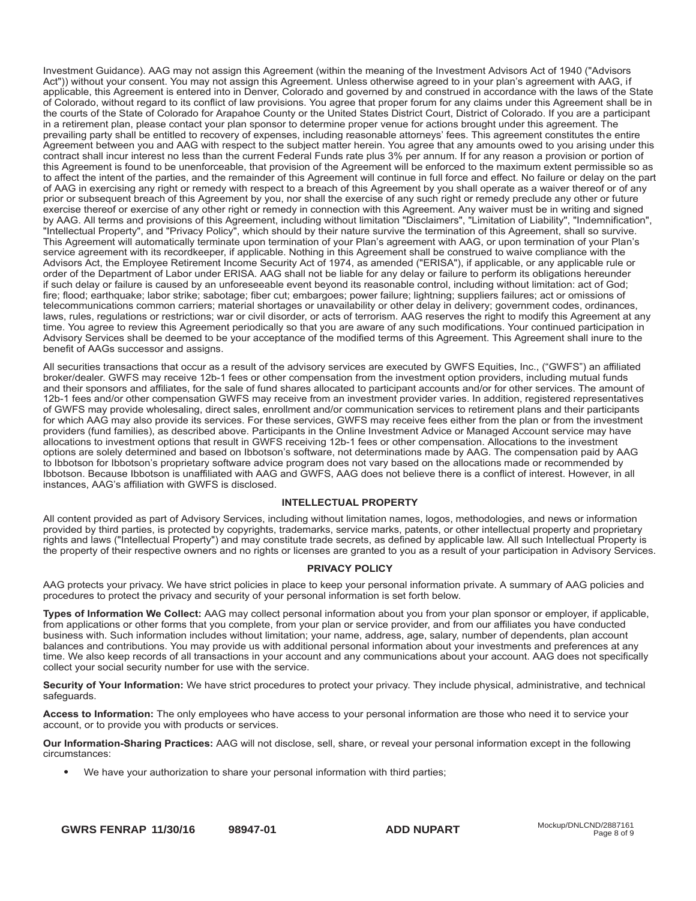Investment Guidance). AAG may not assign this Agreement (within the meaning of the Investment Advisors Act of 1940 ("Advisors Act")) without your consent. You may not assign this Agreement. Unless otherwise agreed to in your plan's agreement with AAG, if applicable, this Agreement is entered into in Denver, Colorado and governed by and construed in accordance with the laws of the State of Colorado, without regard to its conflict of law provisions. You agree that proper forum for any claims under this Agreement shall be in the courts of the State of Colorado for Arapahoe County or the United States District Court, District of Colorado. If you are a participant in a retirement plan, please contact your plan sponsor to determine proper venue for actions brought under this agreement. The prevailing party shall be entitled to recovery of expenses, including reasonable attorneys' fees. This agreement constitutes the entire Agreement between you and AAG with respect to the subject matter herein. You agree that any amounts owed to you arising under this contract shall incur interest no less than the current Federal Funds rate plus 3% per annum. If for any reason a provision or portion of this Agreement is found to be unenforceable, that provision of the Agreement will be enforced to the maximum extent permissible so as to affect the intent of the parties, and the remainder of this Agreement will continue in full force and effect. No failure or delay on the part of AAG in exercising any right or remedy with respect to a breach of this Agreement by you shall operate as a waiver thereof or of any prior or subsequent breach of this Agreement by you, nor shall the exercise of any such right or remedy preclude any other or future exercise thereof or exercise of any other right or remedy in connection with this Agreement. Any waiver must be in writing and signed by AAG. All terms and provisions of this Agreement, including without limitation "Disclaimers", "Limitation of Liability", "Indemnification", "Intellectual Property", and "Privacy Policy", which should by their nature survive the termination of this Agreement, shall so survive. This Agreement will automatically terminate upon termination of your Plan's agreement with AAG, or upon termination of your Plan's service agreement with its recordkeeper, if applicable. Nothing in this Agreement shall be construed to waive compliance with the Advisors Act, the Employee Retirement Income Security Act of 1974, as amended ("ERISA"), if applicable, or any applicable rule or order of the Department of Labor under ERISA. AAG shall not be liable for any delay or failure to perform its obligations hereunder if such delay or failure is caused by an unforeseeable event beyond its reasonable control, including without limitation: act of God; fire; flood; earthquake; labor strike; sabotage; fiber cut; embargoes; power failure; lightning; suppliers failures; act or omissions of telecommunications common carriers; material shortages or unavailability or other delay in delivery; government codes, ordinances, laws, rules, regulations or restrictions; war or civil disorder, or acts of terrorism. AAG reserves the right to modify this Agreement at any time. You agree to review this Agreement periodically so that you are aware of any such modifications. Your continued participation in Advisory Services shall be deemed to be your acceptance of the modified terms of this Agreement. This Agreement shall inure to the benefit of AAGs successor and assigns.

All securities transactions that occur as a result of the advisory services are executed by GWFS Equities, Inc., ("GWFS") an affiliated broker/dealer. GWFS may receive 12b-1 fees or other compensation from the investment option providers, including mutual funds and their sponsors and affiliates, for the sale of fund shares allocated to participant accounts and/or for other services. The amount of 12b-1 fees and/or other compensation GWFS may receive from an investment provider varies. In addition, registered representatives of GWFS may provide wholesaling, direct sales, enrollment and/or communication services to retirement plans and their participants for which AAG may also provide its services. For these services, GWFS may receive fees either from the plan or from the investment providers (fund families), as described above. Participants in the Online Investment Advice or Managed Account service may have allocations to investment options that result in GWFS receiving 12b-1 fees or other compensation. Allocations to the investment options are solely determined and based on Ibbotson's software, not determinations made by AAG. The compensation paid by AAG to Ibbotson for Ibbotson's proprietary software advice program does not vary based on the allocations made or recommended by Ibbotson. Because Ibbotson is unaffiliated with AAG and GWFS, AAG does not believe there is a conflict of interest. However, in all instances, AAG's affiliation with GWFS is disclosed.

## INTELLECTUAL PROPERTY

All content provided as part of Advisory Services, including without limitation names, logos, methodologies, and news or information provided by third parties, is protected by copyrights, trademarks, service marks, patents, or other intellectual property and proprietary rights and laws ("Intellectual Property") and may constitute trade secrets, as defined by applicable law. All such Intellectual Property is the property of their respective owners and no rights or licenses are granted to you as a result of your participation in Advisory Services.

## PRIVACY POLICY

AAG protects your privacy. We have strict policies in place to keep your personal information private. A summary of AAG policies and procedures to protect the privacy and security of your personal information is set forth below.

**Types of Information We Collect:** AAG may collect personal information about you from your plan sponsor or employer, if applicable, from applications or other forms that you complete, from your plan or service provider, and from our affiliates you have conducted business with. Such information includes without limitation; your name, address, age, salary, number of dependents, plan account balances and contributions. You may provide us with additional personal information about your investments and preferences at any time. We also keep records of all transactions in your account and any communications about your account. AAG does not specifically collect your social security number for use with the service.

**Security of Your Information:** We have strict procedures to protect your privacy. They include physical, administrative, and technical safeguards.

**Access to Information:** The only employees who have access to your personal information are those who need it to service your account, or to provide you with products or services.

**Our Information-Sharing Practices:** AAG will not disclose, sell, share, or reveal your personal information except in the following circumstances:

- We have your authorization to share your personal information with third parties;

**GWRS FENRAP 11/30/16 98947-01 ADD NUPART** Mockup/DNLCND/2887161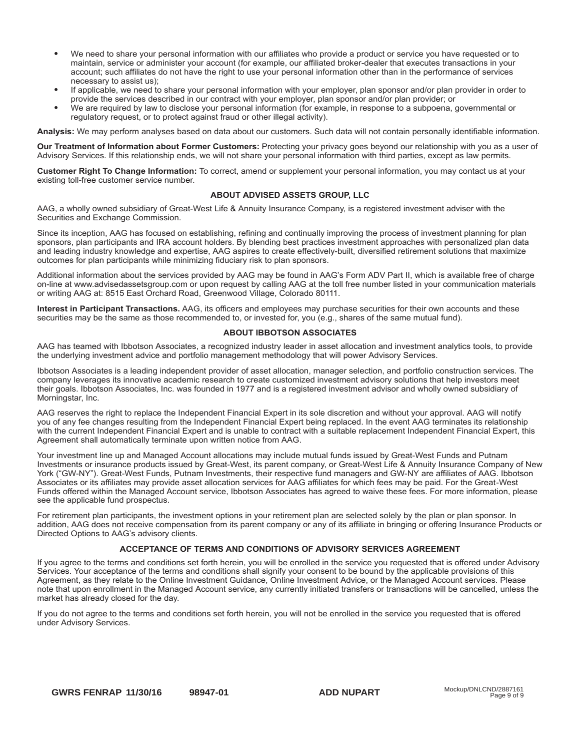- We need to share your personal information with our affiliates who provide a product or service you have requested or to maintain, service or administer your account (for example, our affiliated broker-dealer that executes transactions in your account; such affiliates do not have the right to use your personal information other than in the performance of services necessary to assist us);
- If applicable, we need to share your personal information with your employer, plan sponsor and/or plan provider in order to provide the services described in our contract with your employer, plan sponsor and/or plan provider; or
- We are required by law to disclose your personal information (for example, in response to a subpoena, governmental or regulatory request, or to protect against fraud or other illegal activity).

**Analysis:** We may perform analyses based on data about our customers. Such data will not contain personally identifiable information.

**Our Treatment of Information about Former Customers:** Protecting your privacy goes beyond our relationship with you as a user of Advisory Services. If this relationship ends, we will not share your personal information with third parties, except as law permits.

**Customer Right To Change Information:** To correct, amend or supplement your personal information, you may contact us at your existing toll-free customer service number.

## ABOUT ADVISED ASSETS GROUP, LLC

AAG, a wholly owned subsidiary of Great-West Life & Annuity Insurance Company, is a registered investment adviser with the Securities and Exchange Commission.

Since its inception, AAG has focused on establishing, refining and continually improving the process of investment planning for plan sponsors, plan participants and IRA account holders. By blending best practices investment approaches with personalized plan data and leading industry knowledge and expertise, AAG aspires to create effectively-built, diversified retirement solutions that maximize outcomes for plan participants while minimizing fiduciary risk to plan sponsors.

Additional information about the services provided by AAG may be found in AAG's Form ADV Part II, which is available free of charge on-line at www.advisedassetsgroup.com or upon request by calling AAG at the toll free number listed in your communication materials or writing AAG at: 8515 East Orchard Road, Greenwood Village, Colorado 80111.

**Interest in Participant Transactions.** AAG, its officers and employees may purchase securities for their own accounts and these securities may be the same as those recommended to, or invested for, you (e.g., shares of the same mutual fund).

## ABOUT IBBOTSON ASSOCIATES

AAG has teamed with Ibbotson Associates, a recognized industry leader in asset allocation and investment analytics tools, to provide the underlying investment advice and portfolio management methodology that will power Advisory Services.

Ibbotson Associates is a leading independent provider of asset allocation, manager selection, and portfolio construction services. The company leverages its innovative academic research to create customized investment advisory solutions that help investors meet their goals. Ibbotson Associates, Inc. was founded in 1977 and is a registered investment advisor and wholly owned subsidiary of Morningstar, Inc.

AAG reserves the right to replace the Independent Financial Expert in its sole discretion and without your approval. AAG will notify you of any fee changes resulting from the Independent Financial Expert being replaced. In the event AAG terminates its relationship with the current Independent Financial Expert and is unable to contract with a suitable replacement Independent Financial Expert, this Agreement shall automatically terminate upon written notice from AAG.

Your investment line up and Managed Account allocations may include mutual funds issued by Great-West Funds and Putnam Investments or insurance products issued by Great-West, its parent company, or Great-West Life & Annuity Insurance Company of New York ("GW-NY"). Great-West Funds, Putnam Investments, their respective fund managers and GW-NY are affiliates of AAG. Ibbotson Associates or its affiliates may provide asset allocation services for AAG affiliates for which fees may be paid. For the Great-West Funds offered within the Managed Account service, Ibbotson Associates has agreed to waive these fees. For more information, please see the applicable fund prospectus.

For retirement plan participants, the investment options in your retirement plan are selected solely by the plan or plan sponsor. In addition, AAG does not receive compensation from its parent company or any of its affiliate in bringing or offering Insurance Products or Directed Options to AAG's advisory clients.

## ACCEPTANCE OF TERMS AND CONDITIONS OF ADVISORY SERVICES AGREEMENT

If you agree to the terms and conditions set forth herein, you will be enrolled in the service you requested that is offered under Advisory Services. Your acceptance of the terms and conditions shall signify your consent to be bound by the applicable provisions of this Agreement, as they relate to the Online Investment Guidance, Online Investment Advice, or the Managed Account services. Please note that upon enrollment in the Managed Account service, any currently initiated transfers or transactions will be cancelled, unless the market has already closed for the day.

If you do not agree to the terms and conditions set forth herein, you will not be enrolled in the service you requested that is offered under Advisory Services.